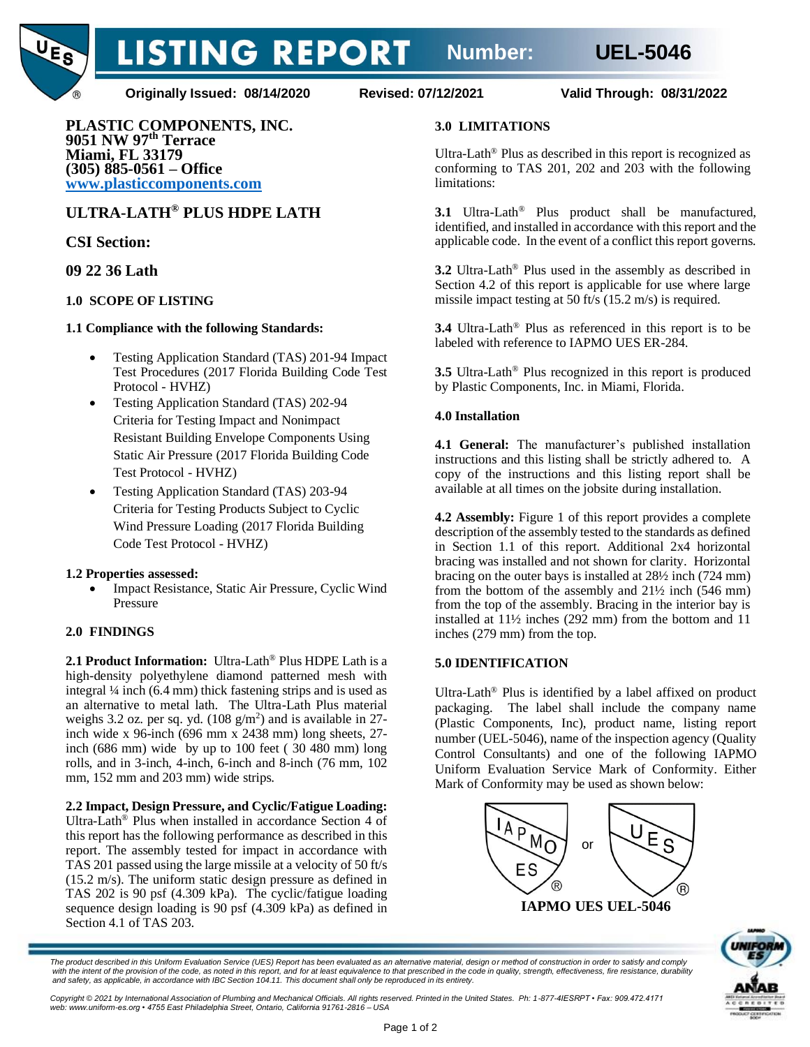# LISTING REPORT Number: UEL-5046

**Originally Issued: 08/14/2020** **Revised: 07/12/2021** **Valid Through: 08/31/2022**

**PLASTIC COMPONENTS, INC.**
**9051 NW 97th Terrace**
**Miami, FL 33179**
**(305) 885-0561 – Office**
**www.plasticcomponents.com**

## ULTRA-LATH® PLUS HDPE LATH

## CSI Section:

## 09 22 36 Lath

### 1.0 SCOPE OF LISTING

**1.1 Compliance with the following Standards:**

- Testing Application Standard (TAS) 201-94 Impact Test Procedures (2017 Florida Building Code Test Protocol - HVHZ)
- Testing Application Standard (TAS) 202-94 Criteria for Testing Impact and Nonimpact Resistant Building Envelope Components Using Static Air Pressure (2017 Florida Building Code Test Protocol - HVHZ)
- Testing Application Standard (TAS) 203-94 Criteria for Testing Products Subject to Cyclic Wind Pressure Loading (2017 Florida Building Code Test Protocol - HVHZ)

**1.2 Properties assessed:**

- Impact Resistance, Static Air Pressure, Cyclic Wind Pressure

### 2.0 FINDINGS

**2.1 Product Information:** Ultra-Lath® Plus HDPE Lath is a high-density polyethylene diamond patterned mesh with integral ¼ inch (6.4 mm) thick fastening strips and is used as an alternative to metal lath. The Ultra-Lath Plus material weighs 3.2 oz. per sq. yd. (108 g/m$^2$) and is available in 27-inch wide x 96-inch (696 mm x 2438 mm) long sheets, 27-inch (686 mm) wide by up to 100 feet ( 30 480 mm) long rolls, and in 3-inch, 4-inch, 6-inch and 8-inch (76 mm, 102 mm, 152 mm and 203 mm) wide strips.

**2.2 Impact, Design Pressure, and Cyclic/Fatigue Loading:** Ultra-Lath® Plus when installed in accordance Section 4 of this report has the following performance as described in this report. The assembly tested for impact in accordance with TAS 201 passed using the large missile at a velocity of 50 ft/s (15.2 m/s). The uniform static design pressure as defined in TAS 202 is 90 psf (4.309 kPa). The cyclic/fatigue loading sequence design loading is 90 psf (4.309 kPa) as defined in Section 4.1 of TAS 203.

### 3.0 LIMITATIONS

Ultra-Lath® Plus as described in this report is recognized as conforming to TAS 201, 202 and 203 with the following limitations:

**3.1** Ultra-Lath® Plus product shall be manufactured, identified, and installed in accordance with this report and the applicable code. In the event of a conflict this report governs.

**3.2** Ultra-Lath® Plus used in the assembly as described in Section 4.2 of this report is applicable for use where large missile impact testing at 50 ft/s (15.2 m/s) is required.

**3.4** Ultra-Lath® Plus as referenced in this report is to be labeled with reference to IAPMO UES ER-284.

**3.5** Ultra-Lath® Plus recognized in this report is produced by Plastic Components, Inc. in Miami, Florida.

### 4.0 Installation

**4.1 General:** The manufacturer's published installation instructions and this listing shall be strictly adhered to. A copy of the instructions and this listing report shall be available at all times on the jobsite during installation.

**4.2 Assembly:** Figure 1 of this report provides a complete description of the assembly tested to the standards as defined in Section 1.1 of this report. Additional 2x4 horizontal bracing was installed and not shown for clarity. Horizontal bracing on the outer bays is installed at 28½ inch (724 mm) from the bottom of the assembly and 21½ inch (546 mm) from the top of the assembly. Bracing in the interior bay is installed at 11½ inches (292 mm) from the bottom and 11 inches (279 mm) from the top.

### 5.0 IDENTIFICATION

Ultra-Lath® Plus is identified by a label affixed on product packaging. The label shall include the company name (Plastic Components, Inc), product name, listing report number (UEL-5046), name of the inspection agency (Quality Control Consultants) and one of the following IAPMO Uniform Evaluation Service Mark of Conformity. Either Mark of Conformity may be used as shown below:

or

**IAPMO UES UEL-5046**

*The product described in this Uniform Evaluation Service (UES) Report has been evaluated as an alternative material, design or method of construction in order to satisfy and comply with the intent of the provision of the code, as noted in this report, and for at least equivalence to that prescribed in the code in quality, strength, effectiveness, fire resistance, durability and safety, as applicable, in accordance with IBC Section 104.11. This document shall only be reproduced in its entirety.*

*Copyright © 2021 by International Association of Plumbing and Mechanical Officials. All rights reserved. Printed in the United States. Ph: 1-877-4IESRPT • Fax: 909.472.4171 web: www.uniform-es.org • 4755 East Philadelphia Street, Ontario, California 91761-2816 – USA*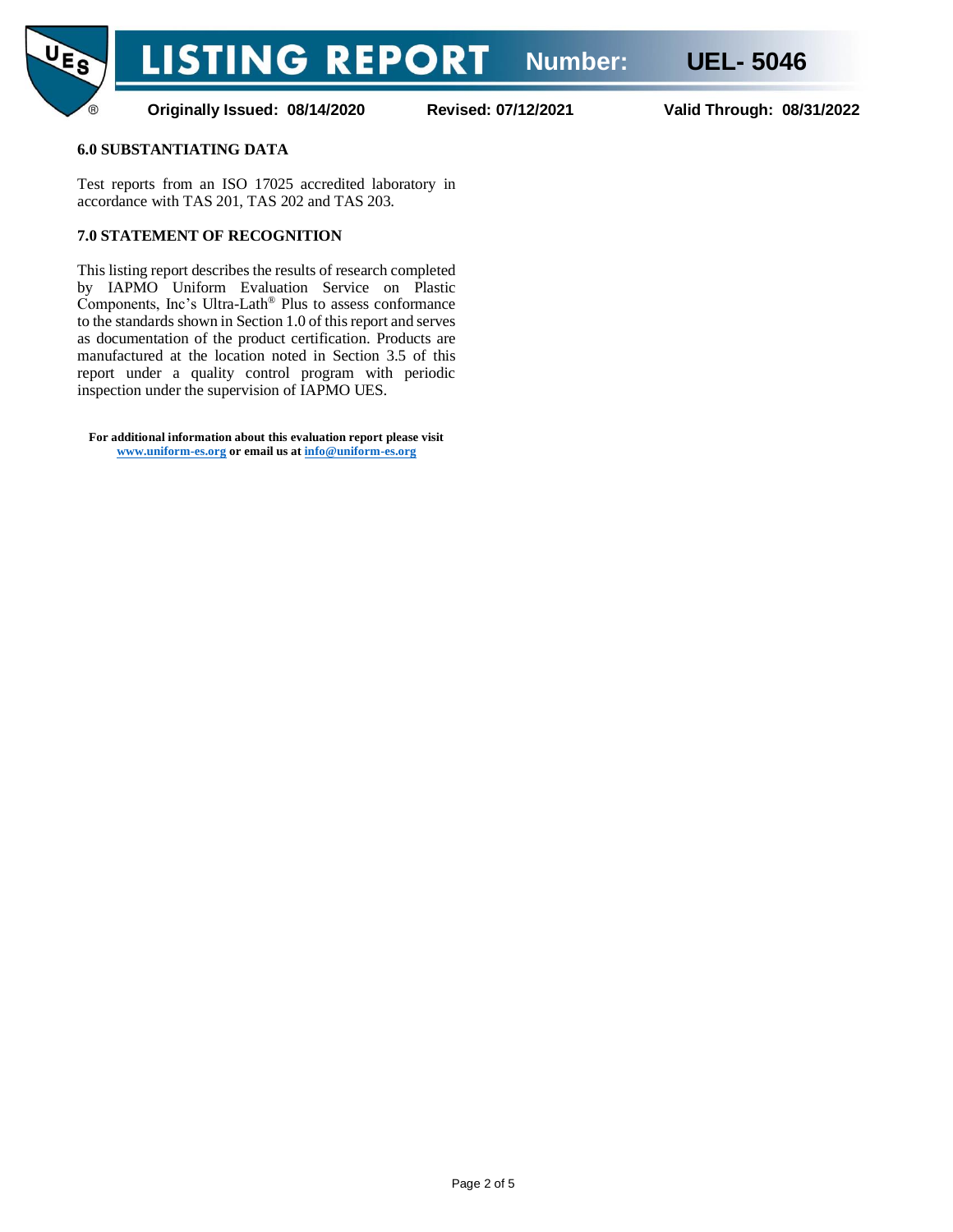## 6.0 SUBSTANTIATING DATA

Test reports from an ISO 17025 accredited laboratory in accordance with TAS 201, TAS 202 and TAS 203.

## 7.0 STATEMENT OF RECOGNITION

This listing report describes the results of research completed by IAPMO Uniform Evaluation Service on Plastic Components, Inc's Ultra-Lath® Plus to assess conformance to the standards shown in Section 1.0 of this report and serves as documentation of the product certification. Products are manufactured at the location noted in Section 3.5 of this report under a quality control program with periodic inspection under the supervision of IAPMO UES.

**For additional information about this evaluation report please visit [www.uniform-es.org](http://www.uniform-es.org) or email us at [info@uniform-es.org](mailto:info@uniform-es.org)**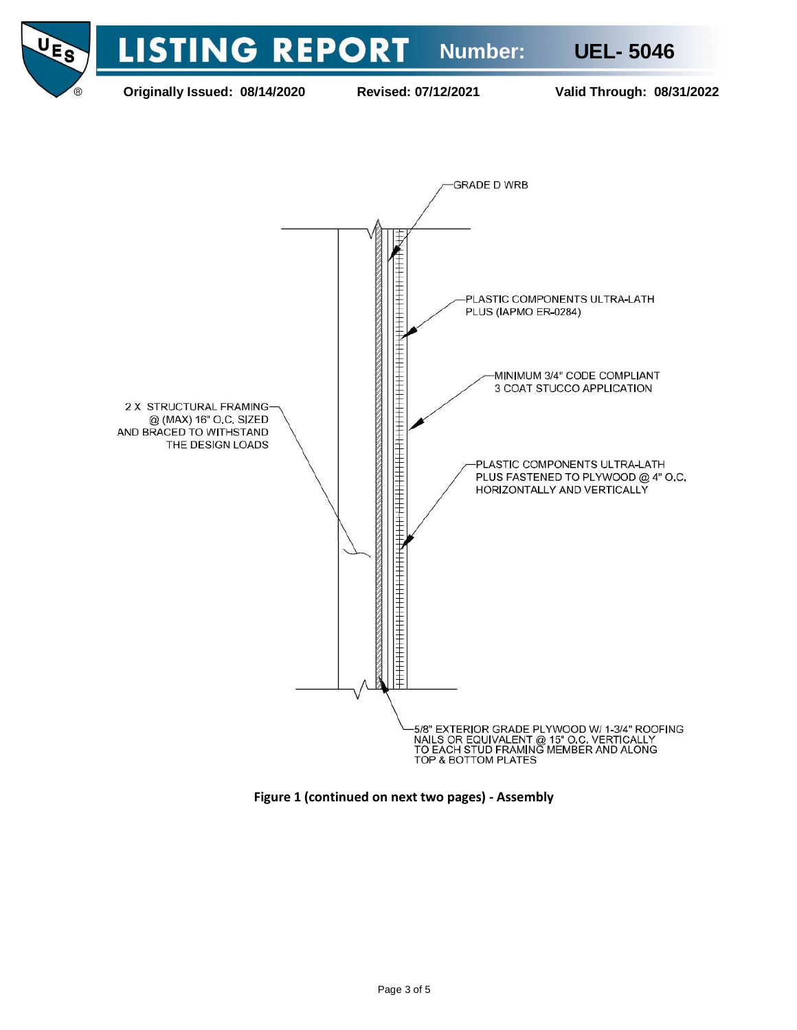GRADE D WRB

PLASTIC COMPONENTS ULTRA-LATH PLUS (IAPMO ER-0284)

MINIMUM 3/4" CODE COMPLIANT 3 COAT STUCCO APPLICATION

2 X STRUCTURAL FRAMING @ (MAX) 16" O.C. SIZED AND BRACED TO WITHSTAND THE DESIGN LOADS

PLASTIC COMPONENTS ULTRA-LATH PLUS FASTENED TO PLYWOOD @ 4" O.C. HORIZONTALLY AND VERTICALLY

5/8" EXTERIOR GRADE PLYWOOD W/ 1-3/4" ROOFING NAILS OR EQUIVALENT @ 15" O.C. VERTICALLY TO EACH STUD FRAMING MEMBER AND ALONG TOP & BOTTOM PLATES

**Figure 1 (continued on next two pages) - Assembly**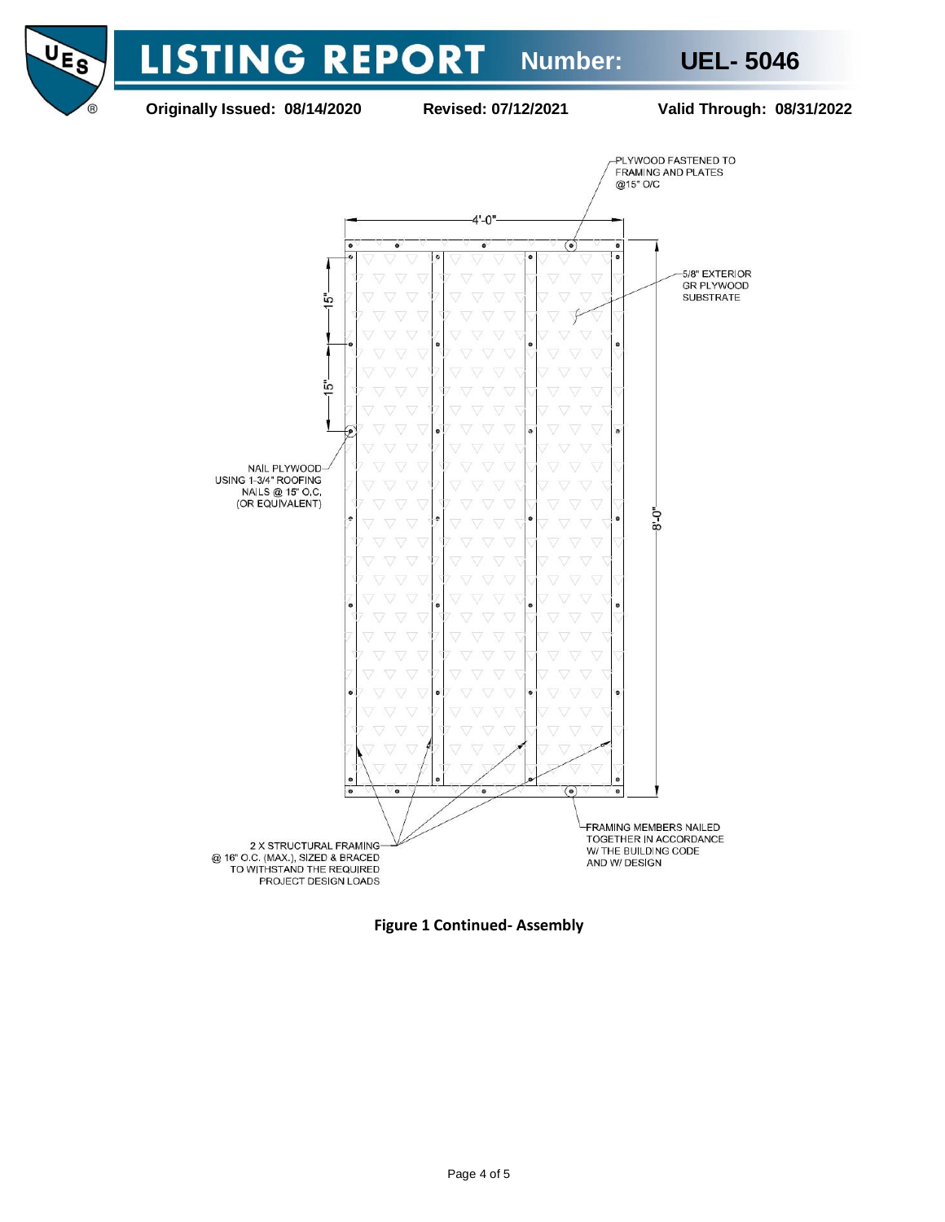PLYWOOD FASTENED TO FRAMING AND PLATES @15" O/C

4'-0"

5/8" EXTERIOR GR PLYWOOD SUBSTRATE

15"

15"

8'-0"

NAIL PLYWOOD USING 1-3/4" ROOFING NAILS @ 15" O.C. (OR EQUIVALENT)

2 X STRUCTURAL FRAMING @ 16" O.C. (MAX.), SIZED & BRACED TO WITHSTAND THE REQUIRED PROJECT DESIGN LOADS

FRAMING MEMBERS NAILED TOGETHER IN ACCORDANCE W/ THE BUILDING CODE AND W/ DESIGN

**Figure 1 Continued- Assembly**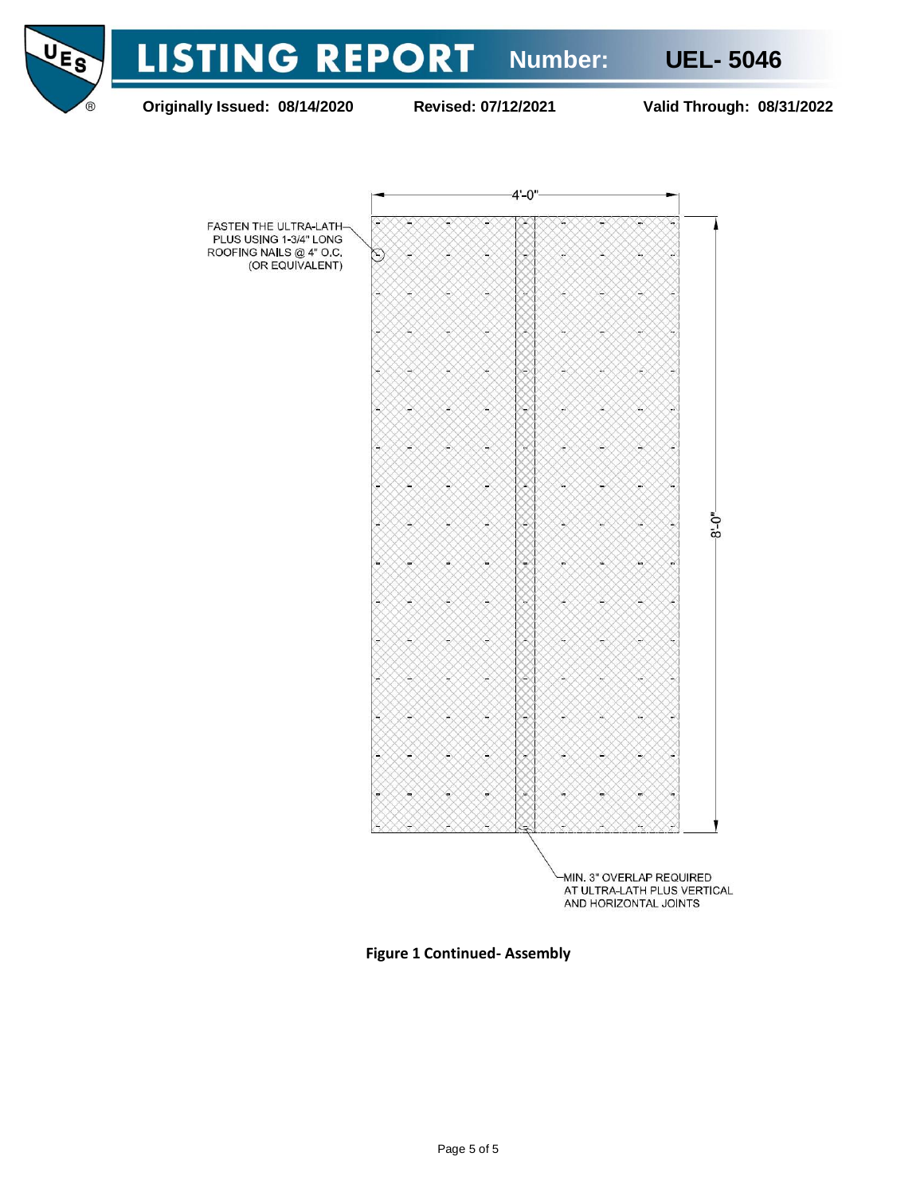4'-0"

FASTEN THE ULTRA-LATH PLUS USING 1-3/4" LONG ROOFING NAILS @ 4" O.C. (OR EQUIVALENT)

8'-0"

MIN. 3" OVERLAP REQUIRED AT ULTRA-LATH PLUS VERTICAL AND HORIZONTAL JOINTS

**Figure 1 Continued- Assembly**